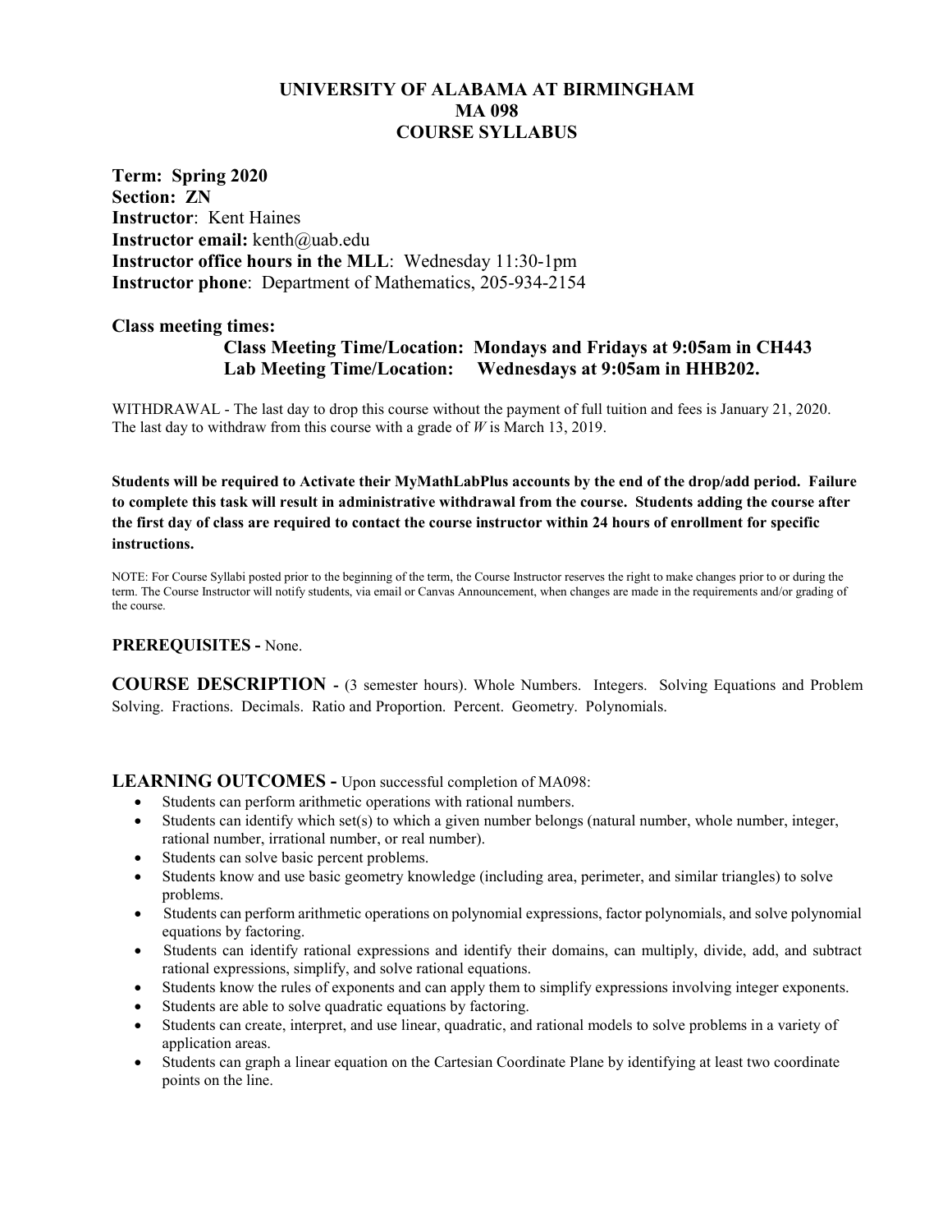# UNIVERSITY OF ALABAMA AT BIRMINGHAM
# MA 098
# COURSE SYLLABUS

**Term: Spring 2020**
**Section: ZN**
**Instructor**: Kent Haines
**Instructor email:** kenth@uab.edu
**Instructor office hours in the MLL**: Wednesday 11:30-1pm
**Instructor phone**: Department of Mathematics, 205-934-2154

**Class meeting times:**

**Class Meeting Time/Location: Mondays and Fridays at 9:05am in CH443**
**Lab Meeting Time/Location: Wednesdays at 9:05am in HHB202.**

WITHDRAWAL - The last day to drop this course without the payment of full tuition and fees is January 21, 2020. The last day to withdraw from this course with a grade of *W* is March 13, 2019.

**Students will be required to Activate their MyMathLabPlus accounts by the end of the drop/add period. Failure to complete this task will result in administrative withdrawal from the course. Students adding the course after the first day of class are required to contact the course instructor within 24 hours of enrollment for specific instructions.**

NOTE: For Course Syllabi posted prior to the beginning of the term, the Course Instructor reserves the right to make changes prior to or during the term. The Course Instructor will notify students, via email or Canvas Announcement, when changes are made in the requirements and/or grading of the course.

**PREREQUISITES -** None.

**COURSE DESCRIPTION -** (3 semester hours). Whole Numbers. Integers. Solving Equations and Problem Solving. Fractions. Decimals. Ratio and Proportion. Percent. Geometry. Polynomials.

**LEARNING OUTCOMES -** Upon successful completion of MA098:

- Students can perform arithmetic operations with rational numbers.
- Students can identify which set(s) to which a given number belongs (natural number, whole number, integer, rational number, irrational number, or real number).
- Students can solve basic percent problems.
- Students know and use basic geometry knowledge (including area, perimeter, and similar triangles) to solve problems.
- Students can perform arithmetic operations on polynomial expressions, factor polynomials, and solve polynomial equations by factoring.
- Students can identify rational expressions and identify their domains, can multiply, divide, add, and subtract rational expressions, simplify, and solve rational equations.
- Students know the rules of exponents and can apply them to simplify expressions involving integer exponents.
- Students are able to solve quadratic equations by factoring.
- Students can create, interpret, and use linear, quadratic, and rational models to solve problems in a variety of application areas.
- Students can graph a linear equation on the Cartesian Coordinate Plane by identifying at least two coordinate points on the line.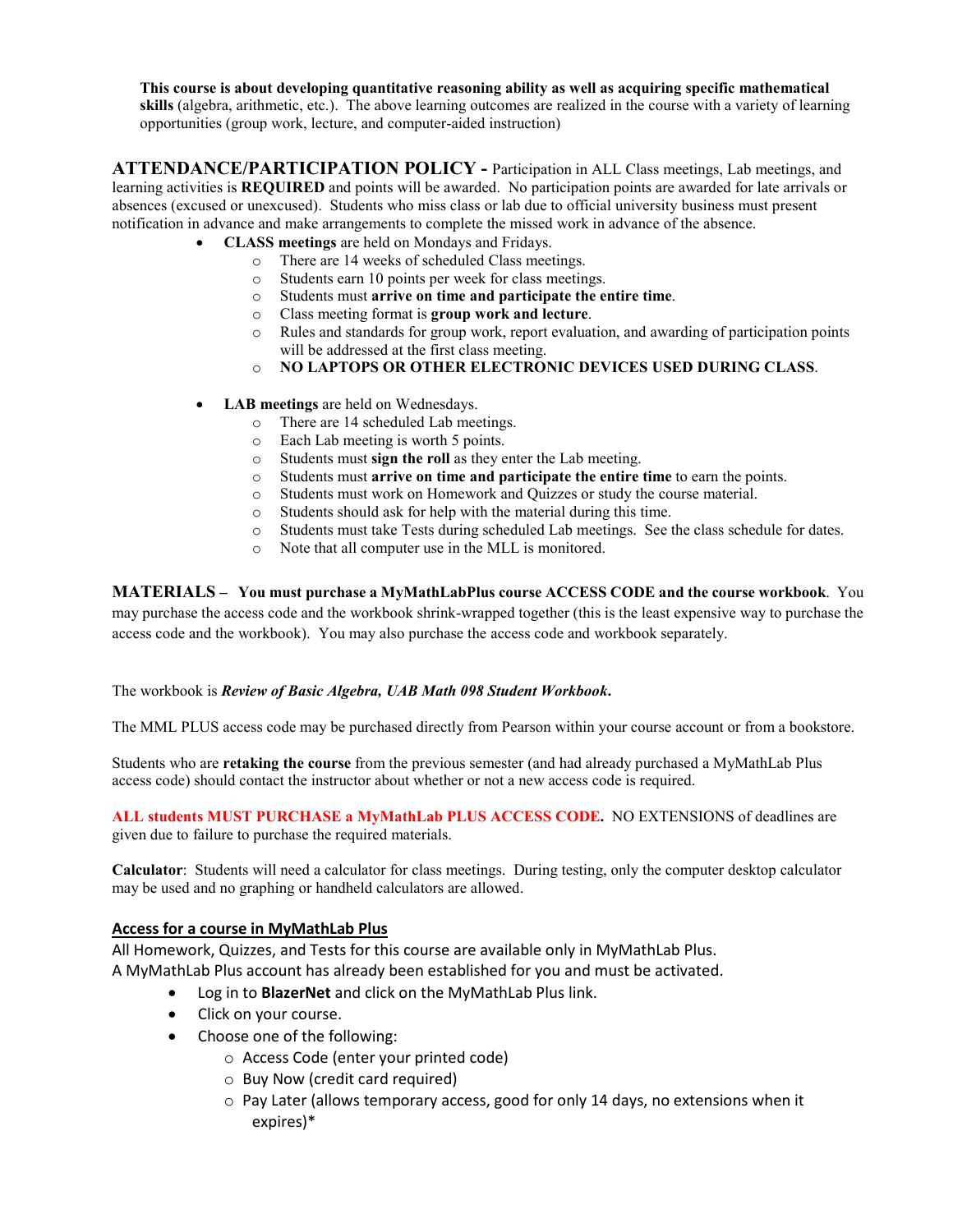**This course is about developing quantitative reasoning ability as well as acquiring specific mathematical skills** (algebra, arithmetic, etc.). The above learning outcomes are realized in the course with a variety of learning opportunities (group work, lecture, and computer-aided instruction)

**ATTENDANCE/PARTICIPATION POLICY -** Participation in ALL Class meetings, Lab meetings, and learning activities is **REQUIRED** and points will be awarded. No participation points are awarded for late arrivals or absences (excused or unexcused). Students who miss class or lab due to official university business must present notification in advance and make arrangements to complete the missed work in advance of the absence.

- **CLASS meetings** are held on Mondays and Fridays.
  - There are 14 weeks of scheduled Class meetings.
  - Students earn 10 points per week for class meetings.
  - Students must **arrive on time and participate the entire time**.
  - Class meeting format is **group work and lecture**.
  - Rules and standards for group work, report evaluation, and awarding of participation points will be addressed at the first class meeting.
  - **NO LAPTOPS OR OTHER ELECTRONIC DEVICES USED DURING CLASS**.

- **LAB meetings** are held on Wednesdays.
  - There are 14 scheduled Lab meetings.
  - Each Lab meeting is worth 5 points.
  - Students must **sign the roll** as they enter the Lab meeting.
  - Students must **arrive on time and participate the entire time** to earn the points.
  - Students must work on Homework and Quizzes or study the course material.
  - Students should ask for help with the material during this time.
  - Students must take Tests during scheduled Lab meetings. See the class schedule for dates.
  - Note that all computer use in the MLL is monitored.

**MATERIALS – You must purchase a MyMathLabPlus course ACCESS CODE and the course workbook**. You may purchase the access code and the workbook shrink-wrapped together (this is the least expensive way to purchase the access code and the workbook). You may also purchase the access code and workbook separately.

The workbook is ***Review of Basic Algebra, UAB Math 098 Student Workbook***.

The MML PLUS access code may be purchased directly from Pearson within your course account or from a bookstore.

Students who are **retaking the course** from the previous semester (and had already purchased a MyMathLab Plus access code) should contact the instructor about whether or not a new access code is required.

**ALL students MUST PURCHASE a MyMathLab PLUS ACCESS CODE.** NO EXTENSIONS of deadlines are given due to failure to purchase the required materials.

**Calculator**: Students will need a calculator for class meetings. During testing, only the computer desktop calculator may be used and no graphing or handheld calculators are allowed.

**Access for a course in MyMathLab Plus**

All Homework, Quizzes, and Tests for this course are available only in MyMathLab Plus.
A MyMathLab Plus account has already been established for you and must be activated.

- Log in to **BlazerNet** and click on the MyMathLab Plus link.
- Click on your course.
- Choose one of the following:
  - Access Code (enter your printed code)
  - Buy Now (credit card required)
  - Pay Later (allows temporary access, good for only 14 days, no extensions when it expires)*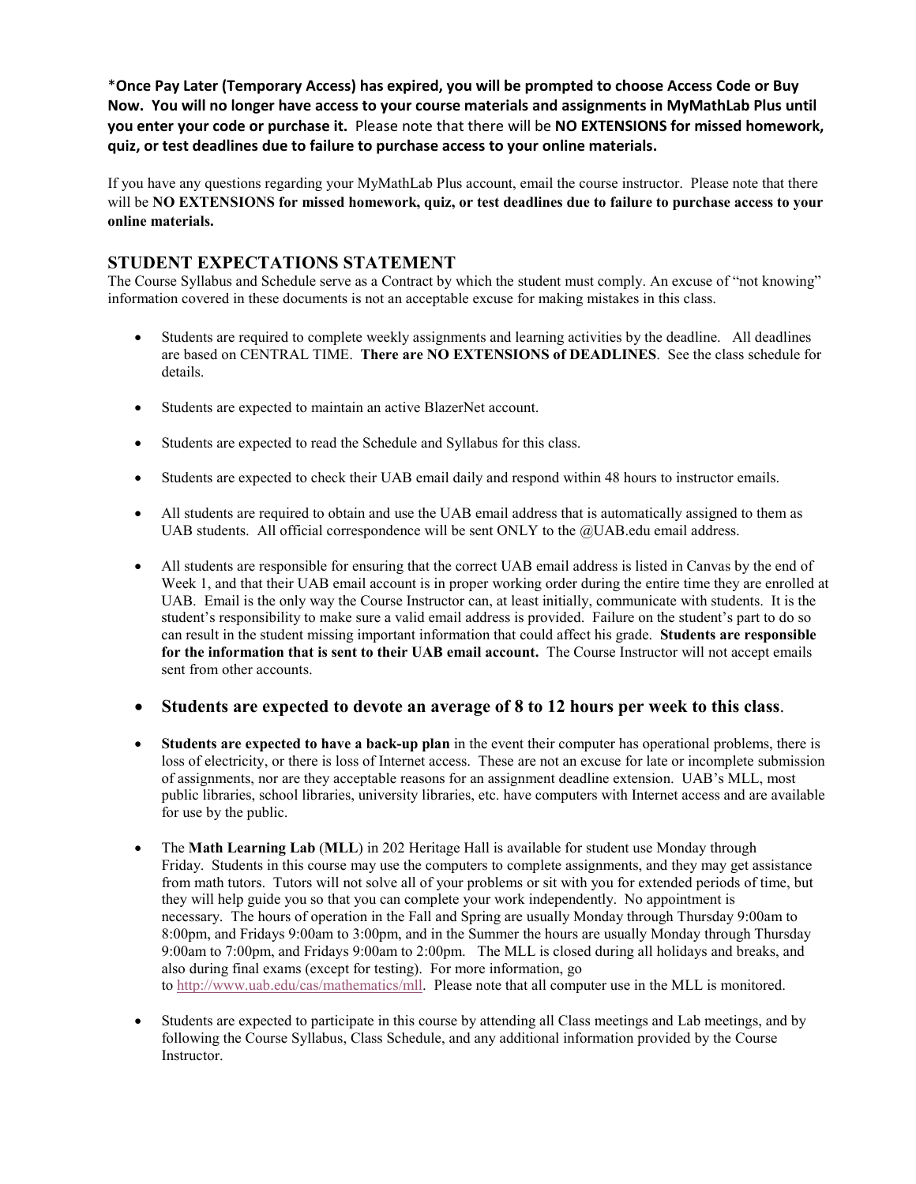***Once Pay Later (Temporary Access) has expired, you will be prompted to choose Access Code or Buy Now. You will no longer have access to your course materials and assignments in MyMathLab Plus until you enter your code or purchase it.** Please note that there will be **NO EXTENSIONS for missed homework, quiz, or test deadlines due to failure to purchase access to your online materials.**

If you have any questions regarding your MyMathLab Plus account, email the course instructor. Please note that there will be **NO EXTENSIONS for missed homework, quiz, or test deadlines due to failure to purchase access to your online materials.**

## STUDENT EXPECTATIONS STATEMENT

The Course Syllabus and Schedule serve as a Contract by which the student must comply. An excuse of "not knowing" information covered in these documents is not an acceptable excuse for making mistakes in this class.

- Students are required to complete weekly assignments and learning activities by the deadline. All deadlines are based on CENTRAL TIME. **There are NO EXTENSIONS of DEADLINES**. See the class schedule for details.
- Students are expected to maintain an active BlazerNet account.
- Students are expected to read the Schedule and Syllabus for this class.
- Students are expected to check their UAB email daily and respond within 48 hours to instructor emails.
- All students are required to obtain and use the UAB email address that is automatically assigned to them as UAB students. All official correspondence will be sent ONLY to the @UAB.edu email address.
- All students are responsible for ensuring that the correct UAB email address is listed in Canvas by the end of Week 1, and that their UAB email account is in proper working order during the entire time they are enrolled at UAB. Email is the only way the Course Instructor can, at least initially, communicate with students. It is the student's responsibility to make sure a valid email address is provided. Failure on the student's part to do so can result in the student missing important information that could affect his grade. **Students are responsible for the information that is sent to their UAB email account.** The Course Instructor will not accept emails sent from other accounts.
- **Students are expected to devote an average of 8 to 12 hours per week to this class**.
- **Students are expected to have a back-up plan** in the event their computer has operational problems, there is loss of electricity, or there is loss of Internet access. These are not an excuse for late or incomplete submission of assignments, nor are they acceptable reasons for an assignment deadline extension. UAB's MLL, most public libraries, school libraries, university libraries, etc. have computers with Internet access and are available for use by the public.
- The **Math Learning Lab** (**MLL**) in 202 Heritage Hall is available for student use Monday through Friday. Students in this course may use the computers to complete assignments, and they may get assistance from math tutors. Tutors will not solve all of your problems or sit with you for extended periods of time, but they will help guide you so that you can complete your work independently. No appointment is necessary. The hours of operation in the Fall and Spring are usually Monday through Thursday 9:00am to 8:00pm, and Fridays 9:00am to 3:00pm, and in the Summer the hours are usually Monday through Thursday 9:00am to 7:00pm, and Fridays 9:00am to 2:00pm. The MLL is closed during all holidays and breaks, and also during final exams (except for testing). For more information, go to http://www.uab.edu/cas/mathematics/mll. Please note that all computer use in the MLL is monitored.
- Students are expected to participate in this course by attending all Class meetings and Lab meetings, and by following the Course Syllabus, Class Schedule, and any additional information provided by the Course Instructor.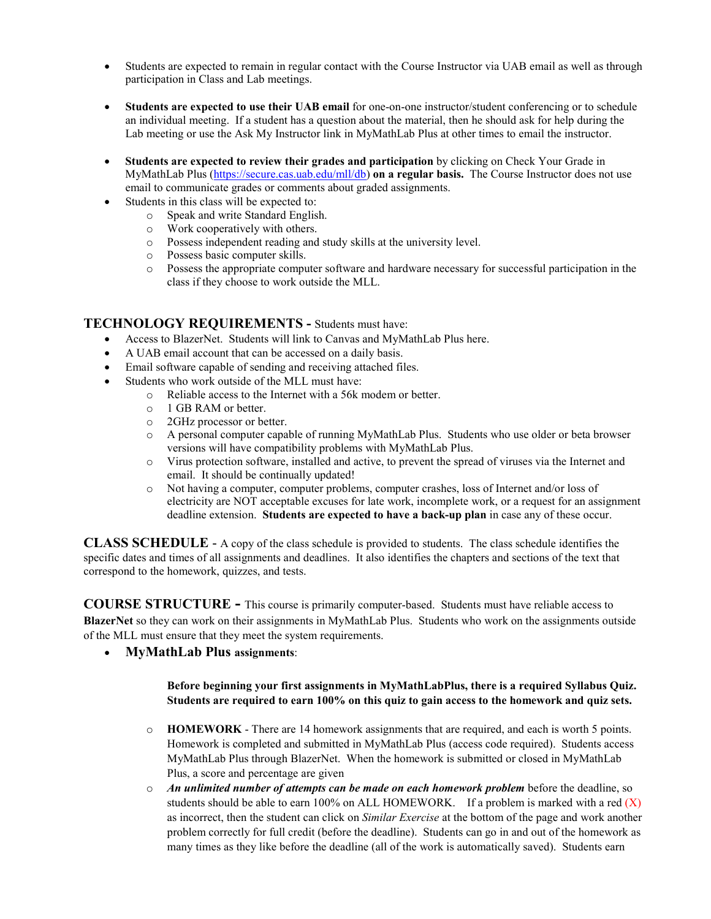- Students are expected to remain in regular contact with the Course Instructor via UAB email as well as through participation in Class and Lab meetings.

- **Students are expected to use their UAB email** for one-on-one instructor/student conferencing or to schedule an individual meeting. If a student has a question about the material, then he should ask for help during the Lab meeting or use the Ask My Instructor link in MyMathLab Plus at other times to email the instructor.

- **Students are expected to review their grades and participation** by clicking on Check Your Grade in MyMathLab Plus (https://secure.cas.uab.edu/mll/db) **on a regular basis.** The Course Instructor does not use email to communicate grades or comments about graded assignments.
- Students in this class will be expected to:
  - Speak and write Standard English.
  - Work cooperatively with others.
  - Possess independent reading and study skills at the university level.
  - Possess basic computer skills.
  - Possess the appropriate computer software and hardware necessary for successful participation in the class if they choose to work outside the MLL.

## TECHNOLOGY REQUIREMENTS - Students must have:

- Access to BlazerNet. Students will link to Canvas and MyMathLab Plus here.
- A UAB email account that can be accessed on a daily basis.
- Email software capable of sending and receiving attached files.
- Students who work outside of the MLL must have:
  - Reliable access to the Internet with a 56k modem or better.
  - 1 GB RAM or better.
  - 2GHz processor or better.
  - A personal computer capable of running MyMathLab Plus. Students who use older or beta browser versions will have compatibility problems with MyMathLab Plus.
  - Virus protection software, installed and active, to prevent the spread of viruses via the Internet and email. It should be continually updated!
  - Not having a computer, computer problems, computer crashes, loss of Internet and/or loss of electricity are NOT acceptable excuses for late work, incomplete work, or a request for an assignment deadline extension. **Students are expected to have a back-up plan** in case any of these occur.

## CLASS SCHEDULE - A copy of the class schedule is provided to students. The class schedule identifies the specific dates and times of all assignments and deadlines. It also identifies the chapters and sections of the text that correspond to the homework, quizzes, and tests.

## COURSE STRUCTURE - This course is primarily computer-based. Students must have reliable access to **BlazerNet** so they can work on their assignments in MyMathLab Plus. Students who work on the assignments outside of the MLL must ensure that they meet the system requirements.

- **MyMathLab Plus assignments**:

  **Before beginning your first assignments in MyMathLabPlus, there is a required Syllabus Quiz. Students are required to earn 100% on this quiz to gain access to the homework and quiz sets.**

  - **HOMEWORK** - There are 14 homework assignments that are required, and each is worth 5 points. Homework is completed and submitted in MyMathLab Plus (access code required). Students access MyMathLab Plus through BlazerNet. When the homework is submitted or closed in MyMathLab Plus, a score and percentage are given
  - ***An unlimited number of attempts can be made on each homework problem*** before the deadline, so students should be able to earn 100% on ALL HOMEWORK. If a problem is marked with a red (X) as incorrect, then the student can click on *Similar Exercise* at the bottom of the page and work another problem correctly for full credit (before the deadline). Students can go in and out of the homework as many times as they like before the deadline (all of the work is automatically saved). Students earn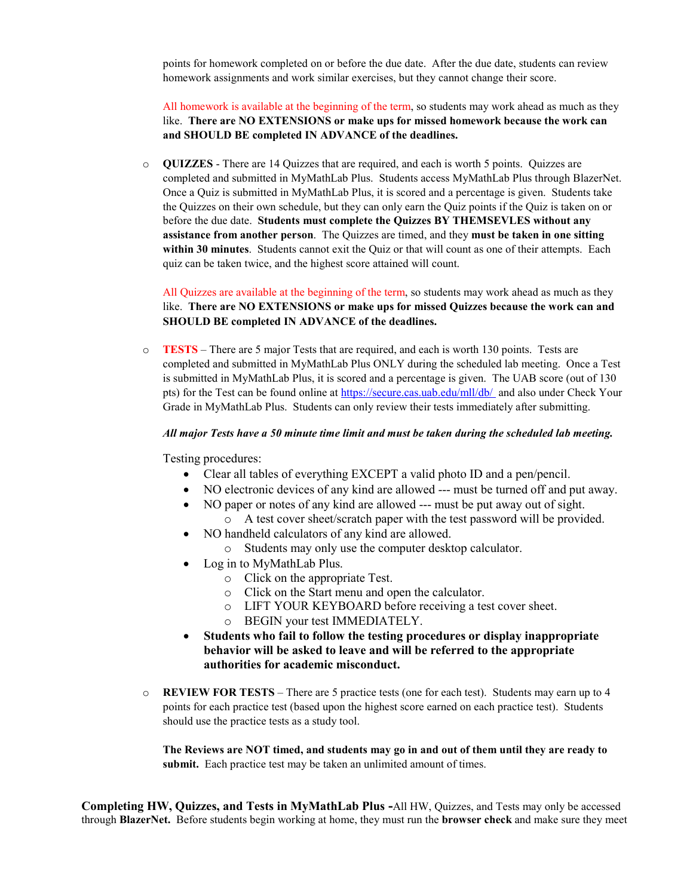points for homework completed on or before the due date. After the due date, students can review homework assignments and work similar exercises, but they cannot change their score.

All homework is available at the beginning of the term, so students may work ahead as much as they like. **There are NO EXTENSIONS or make ups for missed homework because the work can and SHOULD BE completed IN ADVANCE of the deadlines.**

- **QUIZZES** - There are 14 Quizzes that are required, and each is worth 5 points. Quizzes are completed and submitted in MyMathLab Plus. Students access MyMathLab Plus through BlazerNet. Once a Quiz is submitted in MyMathLab Plus, it is scored and a percentage is given. Students take the Quizzes on their own schedule, but they can only earn the Quiz points if the Quiz is taken on or before the due date. **Students must complete the Quizzes BY THEMSEVLES without any assistance from another person**. The Quizzes are timed, and they **must be taken in one sitting within 30 minutes**. Students cannot exit the Quiz or that will count as one of their attempts. Each quiz can be taken twice, and the highest score attained will count.

  All Quizzes are available at the beginning of the term, so students may work ahead as much as they like. **There are NO EXTENSIONS or make ups for missed Quizzes because the work can and SHOULD BE completed IN ADVANCE of the deadlines.**

- **TESTS** – There are 5 major Tests that are required, and each is worth 130 points. Tests are completed and submitted in MyMathLab Plus ONLY during the scheduled lab meeting. Once a Test is submitted in MyMathLab Plus, it is scored and a percentage is given. The UAB score (out of 130 pts) for the Test can be found online at https://secure.cas.uab.edu/mll/db/ and also under Check Your Grade in MyMathLab Plus. Students can only review their tests immediately after submitting.

  ***All major Tests have a 50 minute time limit and must be taken during the scheduled lab meeting.***

  Testing procedures:
  - Clear all tables of everything EXCEPT a valid photo ID and a pen/pencil.
  - NO electronic devices of any kind are allowed --- must be turned off and put away.
  - NO paper or notes of any kind are allowed --- must be put away out of sight.
    - A test cover sheet/scratch paper with the test password will be provided.
  - NO handheld calculators of any kind are allowed.
    - Students may only use the computer desktop calculator.
  - Log in to MyMathLab Plus.
    - Click on the appropriate Test.
    - Click on the Start menu and open the calculator.
    - LIFT YOUR KEYBOARD before receiving a test cover sheet.
    - BEGIN your test IMMEDIATELY.
  - **Students who fail to follow the testing procedures or display inappropriate behavior will be asked to leave and will be referred to the appropriate authorities for academic misconduct.**

- **REVIEW FOR TESTS** – There are 5 practice tests (one for each test). Students may earn up to 4 points for each practice test (based upon the highest score earned on each practice test). Students should use the practice tests as a study tool.

  **The Reviews are NOT timed, and students may go in and out of them until they are ready to submit.** Each practice test may be taken an unlimited amount of times.

**Completing HW, Quizzes, and Tests in MyMathLab Plus -** All HW, Quizzes, and Tests may only be accessed through **BlazerNet.** Before students begin working at home, they must run the **browser check** and make sure they meet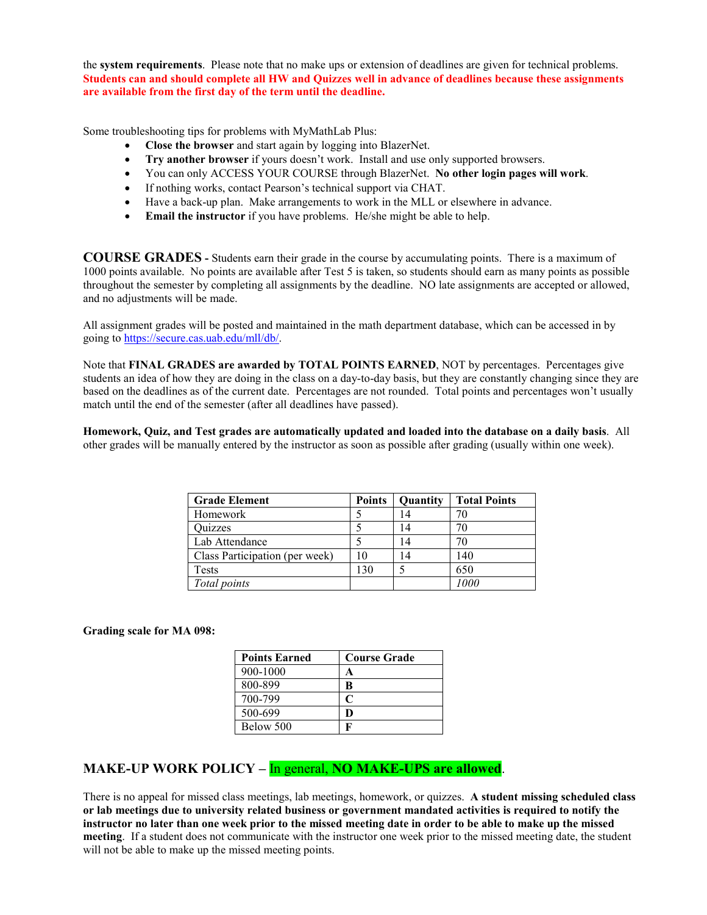the **system requirements**. Please note that no make ups or extension of deadlines are given for technical problems. **Students can and should complete all HW and Quizzes well in advance of deadlines because these assignments are available from the first day of the term until the deadline.**

Some troubleshooting tips for problems with MyMathLab Plus:

- **Close the browser** and start again by logging into BlazerNet.
- **Try another browser** if yours doesn't work. Install and use only supported browsers.
- You can only ACCESS YOUR COURSE through BlazerNet. **No other login pages will work**.
- If nothing works, contact Pearson's technical support via CHAT.
- Have a back-up plan. Make arrangements to work in the MLL or elsewhere in advance.
- **Email the instructor** if you have problems. He/she might be able to help.

## COURSE GRADES - 

Students earn their grade in the course by accumulating points. There is a maximum of 1000 points available. No points are available after Test 5 is taken, so students should earn as many points as possible throughout the semester by completing all assignments by the deadline. NO late assignments are accepted or allowed, and no adjustments will be made.

All assignment grades will be posted and maintained in the math department database, which can be accessed in by going to https://secure.cas.uab.edu/mll/db/.

Note that **FINAL GRADES are awarded by TOTAL POINTS EARNED**, NOT by percentages. Percentages give students an idea of how they are doing in the class on a day-to-day basis, but they are constantly changing since they are based on the deadlines as of the current date. Percentages are not rounded. Total points and percentages won't usually match until the end of the semester (after all deadlines have passed).

**Homework, Quiz, and Test grades are automatically updated and loaded into the database on a daily basis**. All other grades will be manually entered by the instructor as soon as possible after grading (usually within one week).

| Grade Element | Points | Quantity | Total Points |
|---|---|---|---|
| Homework | 5 | 14 | 70 |
| Quizzes | 5 | 14 | 70 |
| Lab Attendance | 5 | 14 | 70 |
| Class Participation (per week) | 10 | 14 | 140 |
| Tests | 130 | 5 | 650 |
| *Total points* | | | *1000* |

**Grading scale for MA 098:**

| Points Earned | Course Grade |
|---|---|
| 900-1000 | **A** |
| 800-899 | **B** |
| 700-799 | **C** |
| 500-699 | **D** |
| Below 500 | **F** |

## MAKE-UP WORK POLICY – In general, **NO MAKE-UPS are allowed**.

There is no appeal for missed class meetings, lab meetings, homework, or quizzes. **A student missing scheduled class or lab meetings due to university related business or government mandated activities is required to notify the instructor no later than one week prior to the missed meeting date in order to be able to make up the missed meeting**. If a student does not communicate with the instructor one week prior to the missed meeting date, the student will not be able to make up the missed meeting points.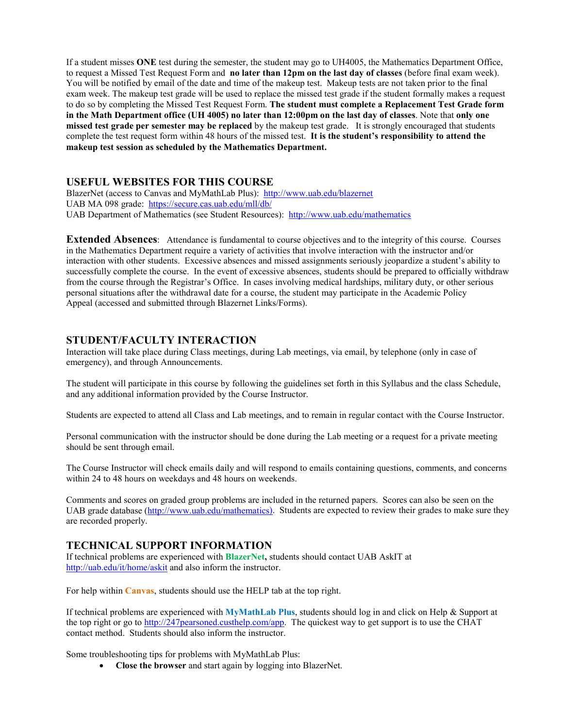If a student misses **ONE** test during the semester, the student may go to UH4005, the Mathematics Department Office, to request a Missed Test Request Form and **no later than 12pm on the last day of classes** (before final exam week). You will be notified by email of the date and time of the makeup test. Makeup tests are not taken prior to the final exam week. The makeup test grade will be used to replace the missed test grade if the student formally makes a request to do so by completing the Missed Test Request Form. **The student must complete a Replacement Test Grade form in the Math Department office (UH 4005) no later than 12:00pm on the last day of classes**. Note that **only one missed test grade per semester may be replaced** by the makeup test grade. It is strongly encouraged that students complete the test request form within 48 hours of the missed test. **It is the student's responsibility to attend the makeup test session as scheduled by the Mathematics Department.**

## USEFUL WEBSITES FOR THIS COURSE

BlazerNet (access to Canvas and MyMathLab Plus): http://www.uab.edu/blazernet
UAB MA 098 grade: https://secure.cas.uab.edu/mll/db/
UAB Department of Mathematics (see Student Resources): http://www.uab.edu/mathematics

**Extended Absences**: Attendance is fundamental to course objectives and to the integrity of this course. Courses in the Mathematics Department require a variety of activities that involve interaction with the instructor and/or interaction with other students. Excessive absences and missed assignments seriously jeopardize a student's ability to successfully complete the course. In the event of excessive absences, students should be prepared to officially withdraw from the course through the Registrar's Office. In cases involving medical hardships, military duty, or other serious personal situations after the withdrawal date for a course, the student may participate in the Academic Policy Appeal (accessed and submitted through Blazernet Links/Forms).

## STUDENT/FACULTY INTERACTION

Interaction will take place during Class meetings, during Lab meetings, via email, by telephone (only in case of emergency), and through Announcements.

The student will participate in this course by following the guidelines set forth in this Syllabus and the class Schedule, and any additional information provided by the Course Instructor.

Students are expected to attend all Class and Lab meetings, and to remain in regular contact with the Course Instructor.

Personal communication with the instructor should be done during the Lab meeting or a request for a private meeting should be sent through email.

The Course Instructor will check emails daily and will respond to emails containing questions, comments, and concerns within 24 to 48 hours on weekdays and 48 hours on weekends.

Comments and scores on graded group problems are included in the returned papers. Scores can also be seen on the UAB grade database (http://www.uab.edu/mathematics). Students are expected to review their grades to make sure they are recorded properly.

## TECHNICAL SUPPORT INFORMATION

If technical problems are experienced with **BlazerNet,** students should contact UAB AskIT at http://uab.edu/it/home/askit and also inform the instructor.

For help within **Canvas**, students should use the HELP tab at the top right.

If technical problems are experienced with **MyMathLab Plus**, students should log in and click on Help & Support at the top right or go to http://247pearsoned.custhelp.com/app. The quickest way to get support is to use the CHAT contact method. Students should also inform the instructor.

Some troubleshooting tips for problems with MyMathLab Plus:

- **Close the browser** and start again by logging into BlazerNet.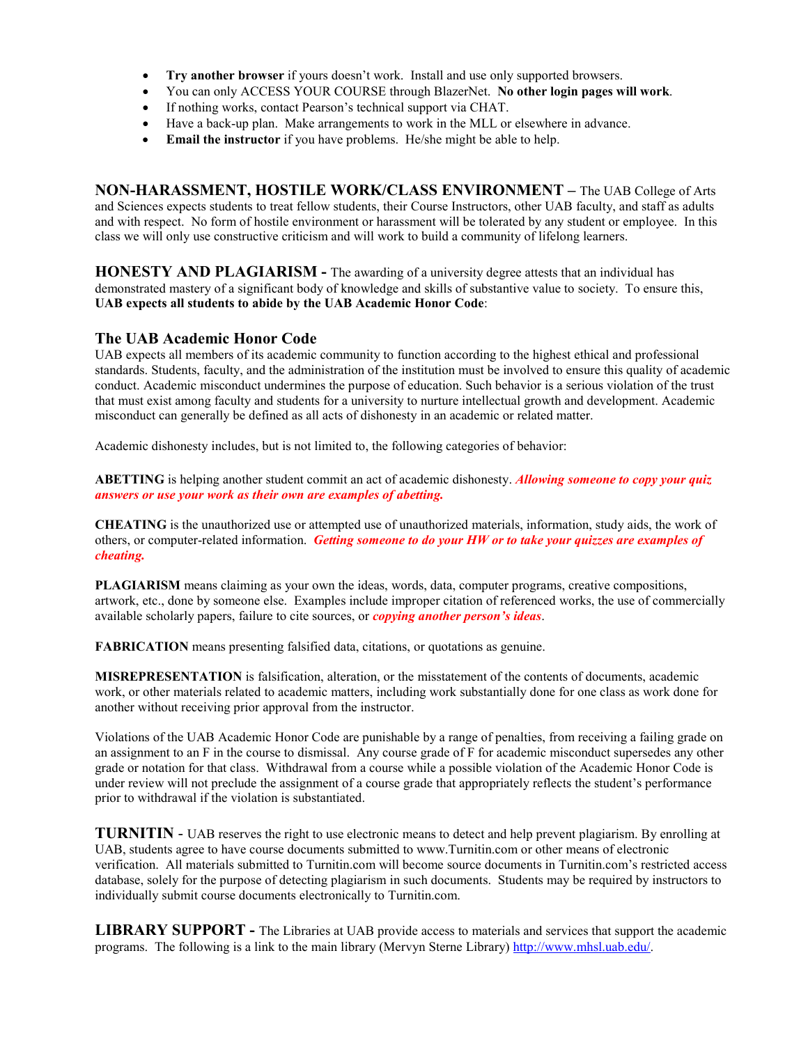- **Try another browser** if yours doesn't work. Install and use only supported browsers.
- You can only ACCESS YOUR COURSE through BlazerNet. **No other login pages will work**.
- If nothing works, contact Pearson's technical support via CHAT.
- Have a back-up plan. Make arrangements to work in the MLL or elsewhere in advance.
- **Email the instructor** if you have problems. He/she might be able to help.

**NON-HARASSMENT, HOSTILE WORK/CLASS ENVIRONMENT** – The UAB College of Arts and Sciences expects students to treat fellow students, their Course Instructors, other UAB faculty, and staff as adults and with respect. No form of hostile environment or harassment will be tolerated by any student or employee. In this class we will only use constructive criticism and will work to build a community of lifelong learners.

**HONESTY AND PLAGIARISM -** The awarding of a university degree attests that an individual has demonstrated mastery of a significant body of knowledge and skills of substantive value to society. To ensure this, **UAB expects all students to abide by the UAB Academic Honor Code**:

## The UAB Academic Honor Code

UAB expects all members of its academic community to function according to the highest ethical and professional standards. Students, faculty, and the administration of the institution must be involved to ensure this quality of academic conduct. Academic misconduct undermines the purpose of education. Such behavior is a serious violation of the trust that must exist among faculty and students for a university to nurture intellectual growth and development. Academic misconduct can generally be defined as all acts of dishonesty in an academic or related matter.

Academic dishonesty includes, but is not limited to, the following categories of behavior:

**ABETTING** is helping another student commit an act of academic dishonesty. ***Allowing someone to copy your quiz answers or use your work as their own are examples of abetting.***

**CHEATING** is the unauthorized use or attempted use of unauthorized materials, information, study aids, the work of others, or computer-related information. ***Getting someone to do your HW or to take your quizzes are examples of cheating.***

**PLAGIARISM** means claiming as your own the ideas, words, data, computer programs, creative compositions, artwork, etc., done by someone else. Examples include improper citation of referenced works, the use of commercially available scholarly papers, failure to cite sources, or ***copying another person's ideas***.

**FABRICATION** means presenting falsified data, citations, or quotations as genuine.

**MISREPRESENTATION** is falsification, alteration, or the misstatement of the contents of documents, academic work, or other materials related to academic matters, including work substantially done for one class as work done for another without receiving prior approval from the instructor.

Violations of the UAB Academic Honor Code are punishable by a range of penalties, from receiving a failing grade on an assignment to an F in the course to dismissal. Any course grade of F for academic misconduct supersedes any other grade or notation for that class. Withdrawal from a course while a possible violation of the Academic Honor Code is under review will not preclude the assignment of a course grade that appropriately reflects the student's performance prior to withdrawal if the violation is substantiated.

**TURNITIN** - UAB reserves the right to use electronic means to detect and help prevent plagiarism. By enrolling at UAB, students agree to have course documents submitted to www.Turnitin.com or other means of electronic verification. All materials submitted to Turnitin.com will become source documents in Turnitin.com's restricted access database, solely for the purpose of detecting plagiarism in such documents. Students may be required by instructors to individually submit course documents electronically to Turnitin.com.

**LIBRARY SUPPORT -** The Libraries at UAB provide access to materials and services that support the academic programs. The following is a link to the main library (Mervyn Sterne Library) [http://www.mhsl.uab.edu/](http://www.mhsl.uab.edu/).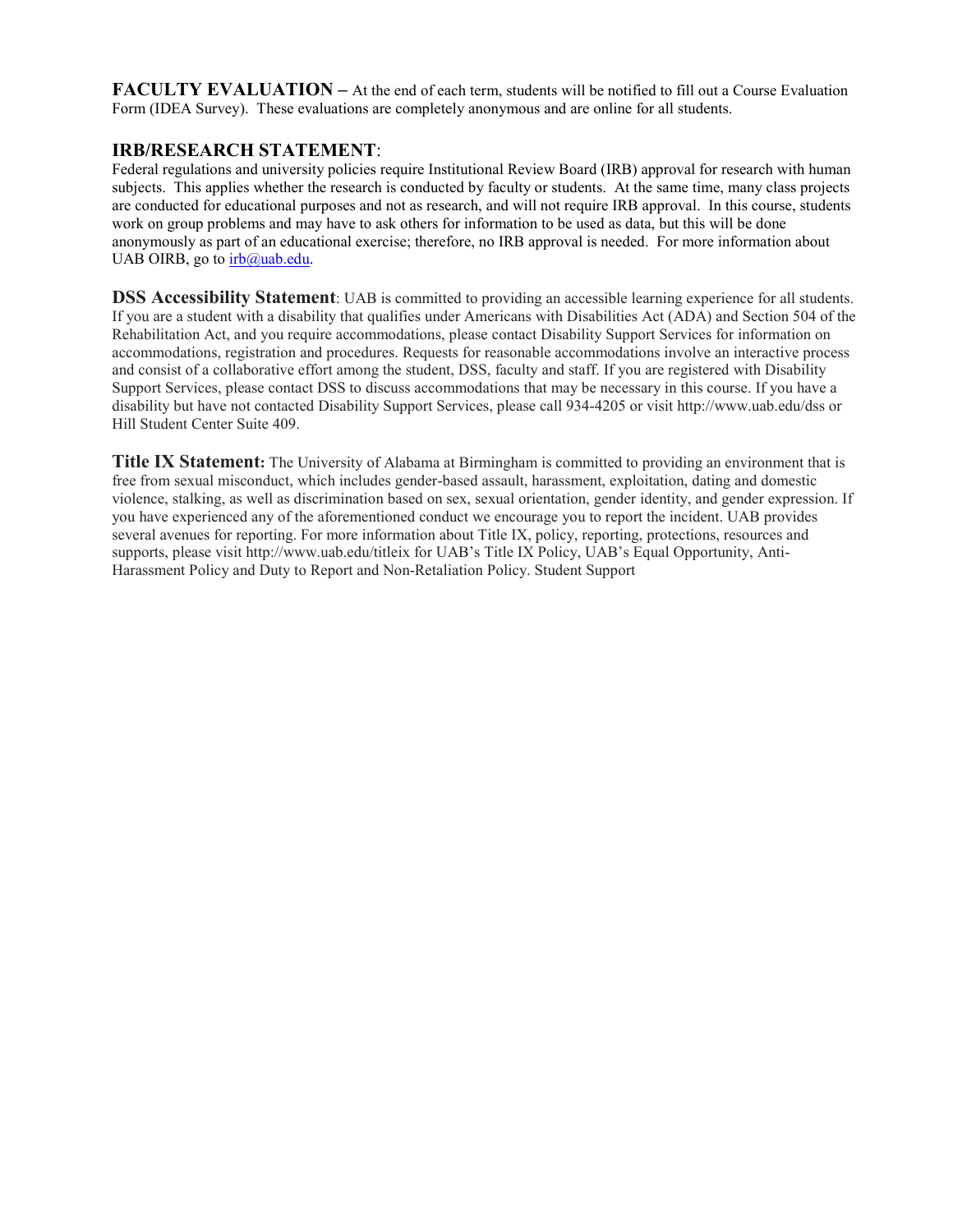**FACULTY EVALUATION –** At the end of each term, students will be notified to fill out a Course Evaluation Form (IDEA Survey). These evaluations are completely anonymous and are online for all students.

**IRB/RESEARCH STATEMENT**:

Federal regulations and university policies require Institutional Review Board (IRB) approval for research with human subjects. This applies whether the research is conducted by faculty or students. At the same time, many class projects are conducted for educational purposes and not as research, and will not require IRB approval. In this course, students work on group problems and may have to ask others for information to be used as data, but this will be done anonymously as part of an educational exercise; therefore, no IRB approval is needed. For more information about UAB OIRB, go to irb@uab.edu.

**DSS Accessibility Statement**: UAB is committed to providing an accessible learning experience for all students. If you are a student with a disability that qualifies under Americans with Disabilities Act (ADA) and Section 504 of the Rehabilitation Act, and you require accommodations, please contact Disability Support Services for information on accommodations, registration and procedures. Requests for reasonable accommodations involve an interactive process and consist of a collaborative effort among the student, DSS, faculty and staff. If you are registered with Disability Support Services, please contact DSS to discuss accommodations that may be necessary in this course. If you have a disability but have not contacted Disability Support Services, please call 934-4205 or visit http://www.uab.edu/dss or Hill Student Center Suite 409.

**Title IX Statement:** The University of Alabama at Birmingham is committed to providing an environment that is free from sexual misconduct, which includes gender-based assault, harassment, exploitation, dating and domestic violence, stalking, as well as discrimination based on sex, sexual orientation, gender identity, and gender expression. If you have experienced any of the aforementioned conduct we encourage you to report the incident. UAB provides several avenues for reporting. For more information about Title IX, policy, reporting, protections, resources and supports, please visit http://www.uab.edu/titleix for UAB's Title IX Policy, UAB's Equal Opportunity, Anti-Harassment Policy and Duty to Report and Non-Retaliation Policy. Student Support